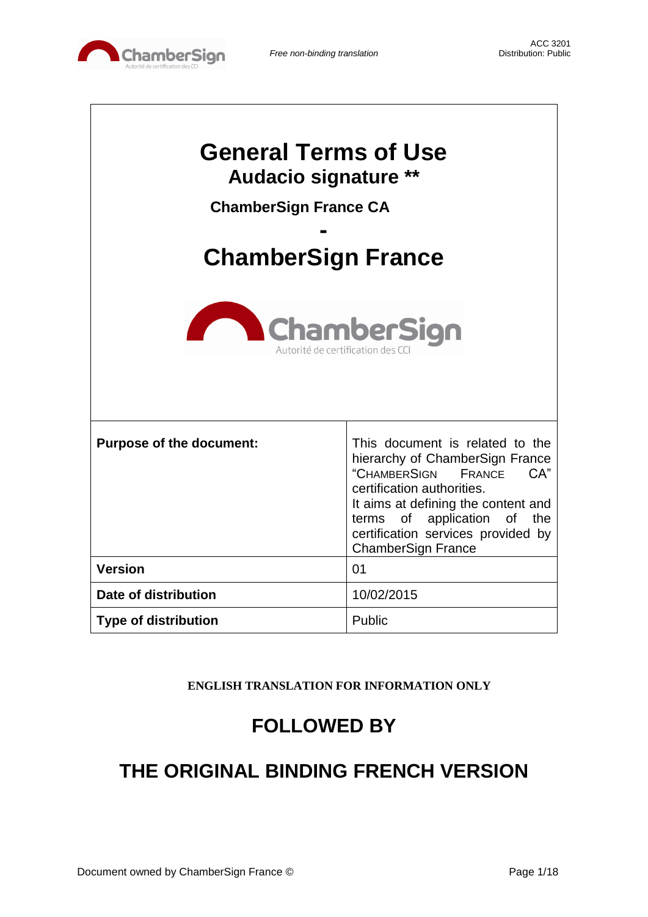# General Terms of Use

## Audacio signature **

### ChamberSign France CA

**-**

## ChamberSign France

| **Purpose of the document:** | This document is related to the hierarchy of ChamberSign France "CHAMBERSIGN FRANCE CA" certification authorities. It aims at defining the content and terms of application of the certification services provided by ChamberSign France |
|---|---|
| **Version** | 01 |
| **Date of distribution** | 10/02/2015 |
| **Type of distribution** | Public |

**ENGLISH TRANSLATION FOR INFORMATION ONLY**

## FOLLOWED BY

## THE ORIGINAL BINDING FRENCH VERSION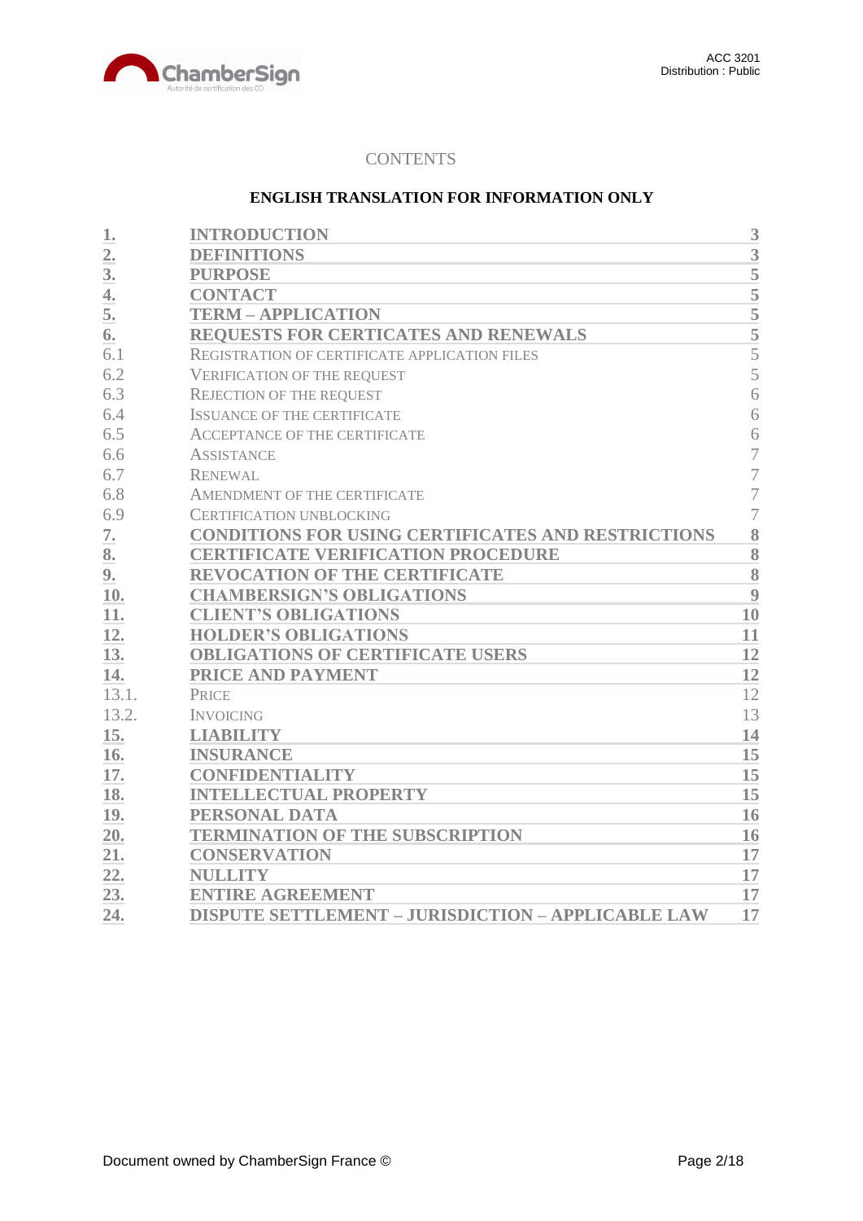CONTENTS

**ENGLISH TRANSLATION FOR INFORMATION ONLY**

| | | |
|---|---|---|
| **1.** | **INTRODUCTION** | **3** |
| **2.** | **DEFINITIONS** | **3** |
| **3.** | **PURPOSE** | **5** |
| **4.** | **CONTACT** | **5** |
| **5.** | **TERM – APPLICATION** | **5** |
| **6.** | **REQUESTS FOR CERTICATES AND RENEWALS** | **5** |
| 6.1 | REGISTRATION OF CERTIFICATE APPLICATION FILES | 5 |
| 6.2 | VERIFICATION OF THE REQUEST | 5 |
| 6.3 | REJECTION OF THE REQUEST | 6 |
| 6.4 | ISSUANCE OF THE CERTIFICATE | 6 |
| 6.5 | ACCEPTANCE OF THE CERTIFICATE | 6 |
| 6.6 | ASSISTANCE | 7 |
| 6.7 | RENEWAL | 7 |
| 6.8 | AMENDMENT OF THE CERTIFICATE | 7 |
| 6.9 | CERTIFICATION UNBLOCKING | 7 |
| **7.** | **CONDITIONS FOR USING CERTIFICATES AND RESTRICTIONS** | **8** |
| **8.** | **CERTIFICATE VERIFICATION PROCEDURE** | **8** |
| **9.** | **REVOCATION OF THE CERTIFICATE** | **8** |
| **10.** | **CHAMBERSIGN'S OBLIGATIONS** | **9** |
| **11.** | **CLIENT'S OBLIGATIONS** | **10** |
| **12.** | **HOLDER'S OBLIGATIONS** | **11** |
| **13.** | **OBLIGATIONS OF CERTIFICATE USERS** | **12** |
| **14.** | **PRICE AND PAYMENT** | **12** |
| 13.1. | PRICE | 12 |
| 13.2. | INVOICING | 13 |
| **15.** | **LIABILITY** | **14** |
| **16.** | **INSURANCE** | **15** |
| **17.** | **CONFIDENTIALITY** | **15** |
| **18.** | **INTELLECTUAL PROPERTY** | **15** |
| **19.** | **PERSONAL DATA** | **16** |
| **20.** | **TERMINATION OF THE SUBSCRIPTION** | **16** |
| **21.** | **CONSERVATION** | **17** |
| **22.** | **NULLITY** | **17** |
| **23.** | **ENTIRE AGREEMENT** | **17** |
| **24.** | **DISPUTE SETTLEMENT – JURISDICTION – APPLICABLE LAW** | **17** |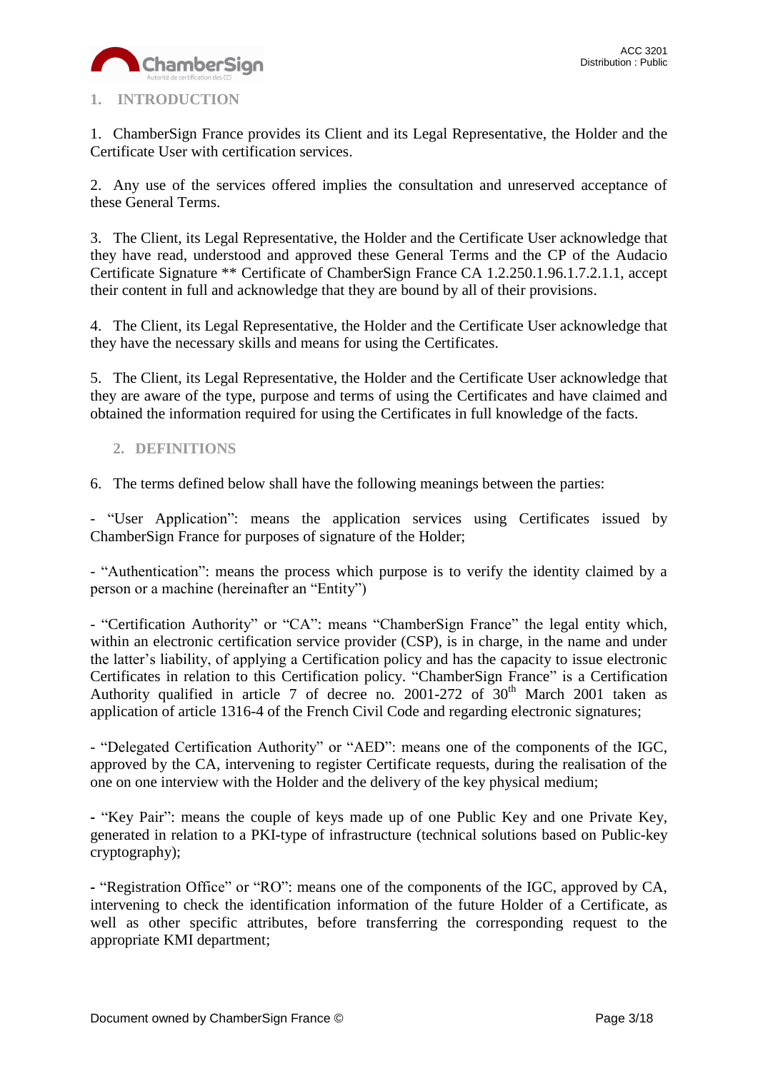## 1. INTRODUCTION

1. ChamberSign France provides its Client and its Legal Representative, the Holder and the Certificate User with certification services.

2. Any use of the services offered implies the consultation and unreserved acceptance of these General Terms.

3. The Client, its Legal Representative, the Holder and the Certificate User acknowledge that they have read, understood and approved these General Terms and the CP of the Audacio Certificate Signature ** Certificate of ChamberSign France CA 1.2.250.1.96.1.7.2.1.1, accept their content in full and acknowledge that they are bound by all of their provisions.

4. The Client, its Legal Representative, the Holder and the Certificate User acknowledge that they have the necessary skills and means for using the Certificates.

5. The Client, its Legal Representative, the Holder and the Certificate User acknowledge that they are aware of the type, purpose and terms of using the Certificates and have claimed and obtained the information required for using the Certificates in full knowledge of the facts.

## 2. DEFINITIONS

6. The terms defined below shall have the following meanings between the parties:

- "User Application": means the application services using Certificates issued by ChamberSign France for purposes of signature of the Holder;

- "Authentication": means the process which purpose is to verify the identity claimed by a person or a machine (hereinafter an "Entity")

- "Certification Authority" or "CA": means "ChamberSign France" the legal entity which, within an electronic certification service provider (CSP), is in charge, in the name and under the latter's liability, of applying a Certification policy and has the capacity to issue electronic Certificates in relation to this Certification policy. "ChamberSign France" is a Certification Authority qualified in article 7 of decree no. 2001-272 of 30th March 2001 taken as application of article 1316-4 of the French Civil Code and regarding electronic signatures;

- "Delegated Certification Authority" or "AED": means one of the components of the IGC, approved by the CA, intervening to register Certificate requests, during the realisation of the one on one interview with the Holder and the delivery of the key physical medium;

- "Key Pair": means the couple of keys made up of one Public Key and one Private Key, generated in relation to a PKI-type of infrastructure (technical solutions based on Public-key cryptography);

- "Registration Office" or "RO": means one of the components of the IGC, approved by CA, intervening to check the identification information of the future Holder of a Certificate, as well as other specific attributes, before transferring the corresponding request to the appropriate KMI department;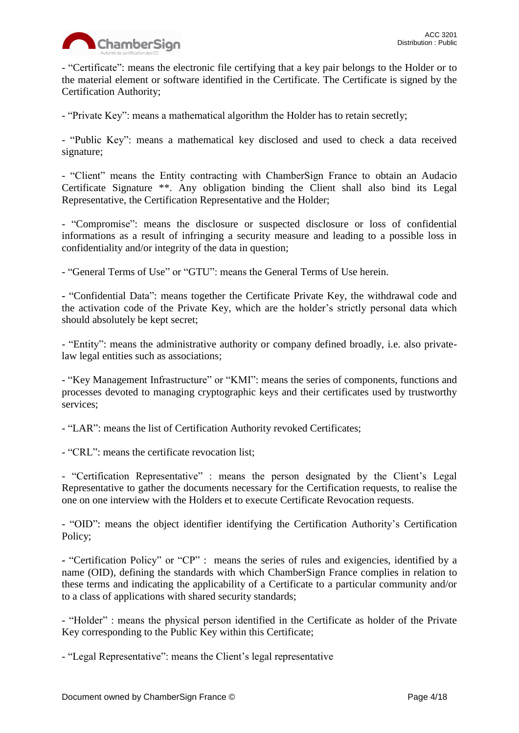- “Certificate”: means the electronic file certifying that a key pair belongs to the Holder or to the material element or software identified in the Certificate. The Certificate is signed by the Certification Authority;

- “Private Key”: means a mathematical algorithm the Holder has to retain secretly;

- “Public Key”: means a mathematical key disclosed and used to check a data received signature;

- “Client” means the Entity contracting with ChamberSign France to obtain an Audacio Certificate Signature **. Any obligation binding the Client shall also bind its Legal Representative, the Certification Representative and the Holder;

- “Compromise”: means the disclosure or suspected disclosure or loss of confidential informations as a result of infringing a security measure and leading to a possible loss in confidentiality and/or integrity of the data in question;

- “General Terms of Use” or “GTU”: means the General Terms of Use herein.

- “Confidential Data”: means together the Certificate Private Key, the withdrawal code and the activation code of the Private Key, which are the holder’s strictly personal data which should absolutely be kept secret;

- “Entity”: means the administrative authority or company defined broadly, i.e. also private-law legal entities such as associations;

- “Key Management Infrastructure” or “KMI”: means the series of components, functions and processes devoted to managing cryptographic keys and their certificates used by trustworthy services;

- “LAR”: means the list of Certification Authority revoked Certificates;

- “CRL”: means the certificate revocation list;

- “Certification Representative” : means the person designated by the Client’s Legal Representative to gather the documents necessary for the Certification requests, to realise the one on one interview with the Holders et to execute Certificate Revocation requests.

- “OID”: means the object identifier identifying the Certification Authority’s Certification Policy;

- “Certification Policy” or “CP” : means the series of rules and exigencies, identified by a name (OID), defining the standards with which ChamberSign France complies in relation to these terms and indicating the applicability of a Certificate to a particular community and/or to a class of applications with shared security standards;

- “Holder” : means the physical person identified in the Certificate as holder of the Private Key corresponding to the Public Key within this Certificate;

- “Legal Representative”: means the Client’s legal representative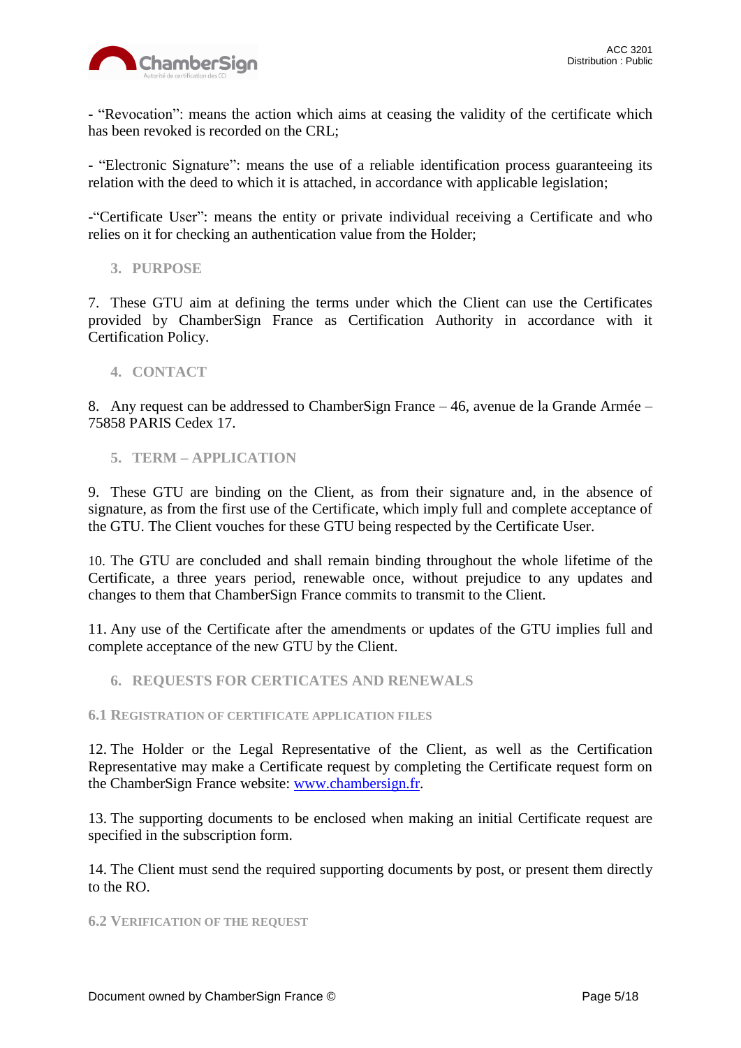- "Revocation": means the action which aims at ceasing the validity of the certificate which has been revoked is recorded on the CRL;

- "Electronic Signature": means the use of a reliable identification process guaranteeing its relation with the deed to which it is attached, in accordance with applicable legislation;

-"Certificate User": means the entity or private individual receiving a Certificate and who relies on it for checking an authentication value from the Holder;

## 3. PURPOSE

7. These GTU aim at defining the terms under which the Client can use the Certificates provided by ChamberSign France as Certification Authority in accordance with it Certification Policy.

## 4. CONTACT

8. Any request can be addressed to ChamberSign France – 46, avenue de la Grande Armée – 75858 PARIS Cedex 17.

## 5. TERM – APPLICATION

9. These GTU are binding on the Client, as from their signature and, in the absence of signature, as from the first use of the Certificate, which imply full and complete acceptance of the GTU. The Client vouches for these GTU being respected by the Certificate User.

10. The GTU are concluded and shall remain binding throughout the whole lifetime of the Certificate, a three years period, renewable once, without prejudice to any updates and changes to them that ChamberSign France commits to transmit to the Client.

11. Any use of the Certificate after the amendments or updates of the GTU implies full and complete acceptance of the new GTU by the Client.

## 6. REQUESTS FOR CERTICATES AND RENEWALS

### 6.1 Registration of certificate application files

12. The Holder or the Legal Representative of the Client, as well as the Certification Representative may make a Certificate request by completing the Certificate request form on the ChamberSign France website: [www.chambersign.fr](http://www.chambersign.fr).

13. The supporting documents to be enclosed when making an initial Certificate request are specified in the subscription form.

14. The Client must send the required supporting documents by post, or present them directly to the RO.

### 6.2 Verification of the request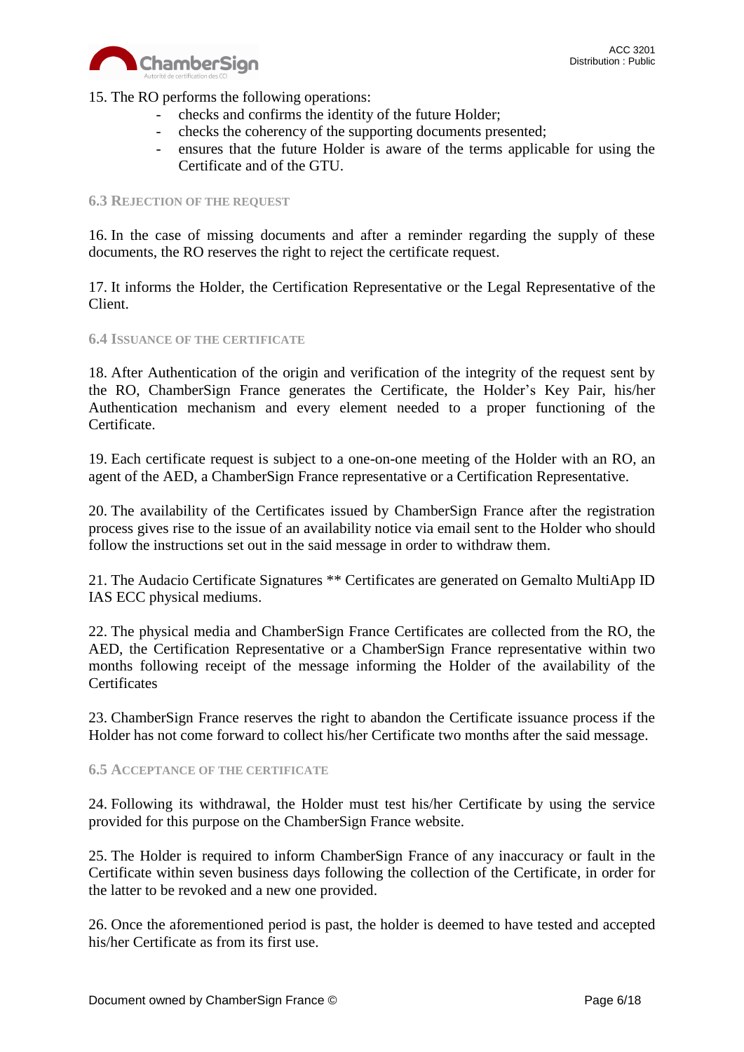15. The RO performs the following operations:

- checks and confirms the identity of the future Holder;
- checks the coherency of the supporting documents presented;
- ensures that the future Holder is aware of the terms applicable for using the Certificate and of the GTU.

### 6.3 Rejection of the request

16. In the case of missing documents and after a reminder regarding the supply of these documents, the RO reserves the right to reject the certificate request.

17. It informs the Holder, the Certification Representative or the Legal Representative of the Client.

### 6.4 Issuance of the certificate

18. After Authentication of the origin and verification of the integrity of the request sent by the RO, ChamberSign France generates the Certificate, the Holder's Key Pair, his/her Authentication mechanism and every element needed to a proper functioning of the Certificate.

19. Each certificate request is subject to a one-on-one meeting of the Holder with an RO, an agent of the AED, a ChamberSign France representative or a Certification Representative.

20. The availability of the Certificates issued by ChamberSign France after the registration process gives rise to the issue of an availability notice via email sent to the Holder who should follow the instructions set out in the said message in order to withdraw them.

21. The Audacio Certificate Signatures ** Certificates are generated on Gemalto MultiApp ID IAS ECC physical mediums.

22. The physical media and ChamberSign France Certificates are collected from the RO, the AED, the Certification Representative or a ChamberSign France representative within two months following receipt of the message informing the Holder of the availability of the Certificates

23. ChamberSign France reserves the right to abandon the Certificate issuance process if the Holder has not come forward to collect his/her Certificate two months after the said message.

### 6.5 Acceptance of the certificate

24. Following its withdrawal, the Holder must test his/her Certificate by using the service provided for this purpose on the ChamberSign France website.

25. The Holder is required to inform ChamberSign France of any inaccuracy or fault in the Certificate within seven business days following the collection of the Certificate, in order for the latter to be revoked and a new one provided.

26. Once the aforementioned period is past, the holder is deemed to have tested and accepted his/her Certificate as from its first use.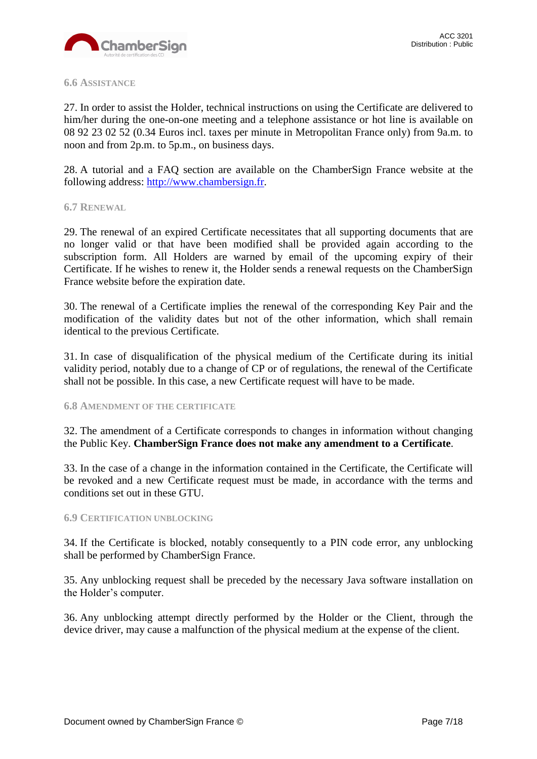### 6.6 Assistance

27. In order to assist the Holder, technical instructions on using the Certificate are delivered to him/her during the one-on-one meeting and a telephone assistance or hot line is available on 08 92 23 02 52 (0.34 Euros incl. taxes per minute in Metropolitan France only) from 9a.m. to noon and from 2p.m. to 5p.m., on business days.

28. A tutorial and a FAQ section are available on the ChamberSign France website at the following address: [http://www.chambersign.fr](http://www.chambersign.fr).

### 6.7 Renewal

29. The renewal of an expired Certificate necessitates that all supporting documents that are no longer valid or that have been modified shall be provided again according to the subscription form. All Holders are warned by email of the upcoming expiry of their Certificate. If he wishes to renew it, the Holder sends a renewal requests on the ChamberSign France website before the expiration date.

30. The renewal of a Certificate implies the renewal of the corresponding Key Pair and the modification of the validity dates but not of the other information, which shall remain identical to the previous Certificate.

31. In case of disqualification of the physical medium of the Certificate during its initial validity period, notably due to a change of CP or of regulations, the renewal of the Certificate shall not be possible. In this case, a new Certificate request will have to be made.

### 6.8 Amendment of the certificate

32. The amendment of a Certificate corresponds to changes in information without changing the Public Key. **ChamberSign France does not make any amendment to a Certificate**.

33. In the case of a change in the information contained in the Certificate, the Certificate will be revoked and a new Certificate request must be made, in accordance with the terms and conditions set out in these GTU.

### 6.9 Certification unblocking

34. If the Certificate is blocked, notably consequently to a PIN code error, any unblocking shall be performed by ChamberSign France.

35. Any unblocking request shall be preceded by the necessary Java software installation on the Holder’s computer.

36. Any unblocking attempt directly performed by the Holder or the Client, through the device driver, may cause a malfunction of the physical medium at the expense of the client.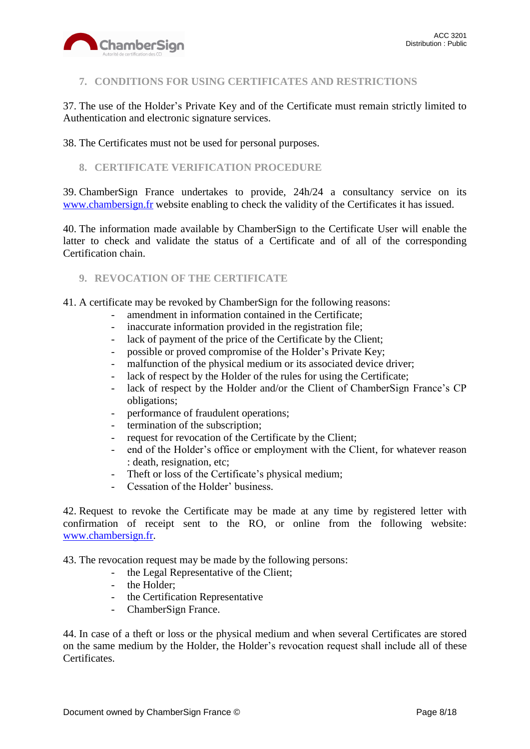## 7. CONDITIONS FOR USING CERTIFICATES AND RESTRICTIONS

37. The use of the Holder's Private Key and of the Certificate must remain strictly limited to Authentication and electronic signature services.

38. The Certificates must not be used for personal purposes.

## 8. CERTIFICATE VERIFICATION PROCEDURE

39. ChamberSign France undertakes to provide, 24h/24 a consultancy service on its www.chambersign.fr website enabling to check the validity of the Certificates it has issued.

40. The information made available by ChamberSign to the Certificate User will enable the latter to check and validate the status of a Certificate and of all of the corresponding Certification chain.

## 9. REVOCATION OF THE CERTIFICATE

41. A certificate may be revoked by ChamberSign for the following reasons:
   - amendment in information contained in the Certificate;
   - inaccurate information provided in the registration file;
   - lack of payment of the price of the Certificate by the Client;
   - possible or proved compromise of the Holder's Private Key;
   - malfunction of the physical medium or its associated device driver;
   - lack of respect by the Holder of the rules for using the Certificate;
   - lack of respect by the Holder and/or the Client of ChamberSign France's CP obligations;
   - performance of fraudulent operations;
   - termination of the subscription;
   - request for revocation of the Certificate by the Client;
   - end of the Holder's office or employment with the Client, for whatever reason : death, resignation, etc;
   - Theft or loss of the Certificate's physical medium;
   - Cessation of the Holder' business.

42. Request to revoke the Certificate may be made at any time by registered letter with confirmation of receipt sent to the RO, or online from the following website: www.chambersign.fr.

43. The revocation request may be made by the following persons:
   - the Legal Representative of the Client;
   - the Holder;
   - the Certification Representative
   - ChamberSign France.

44. In case of a theft or the physical medium and when several Certificates are stored on the same medium by the Holder, the Holder's revocation request shall include all of these Certificates.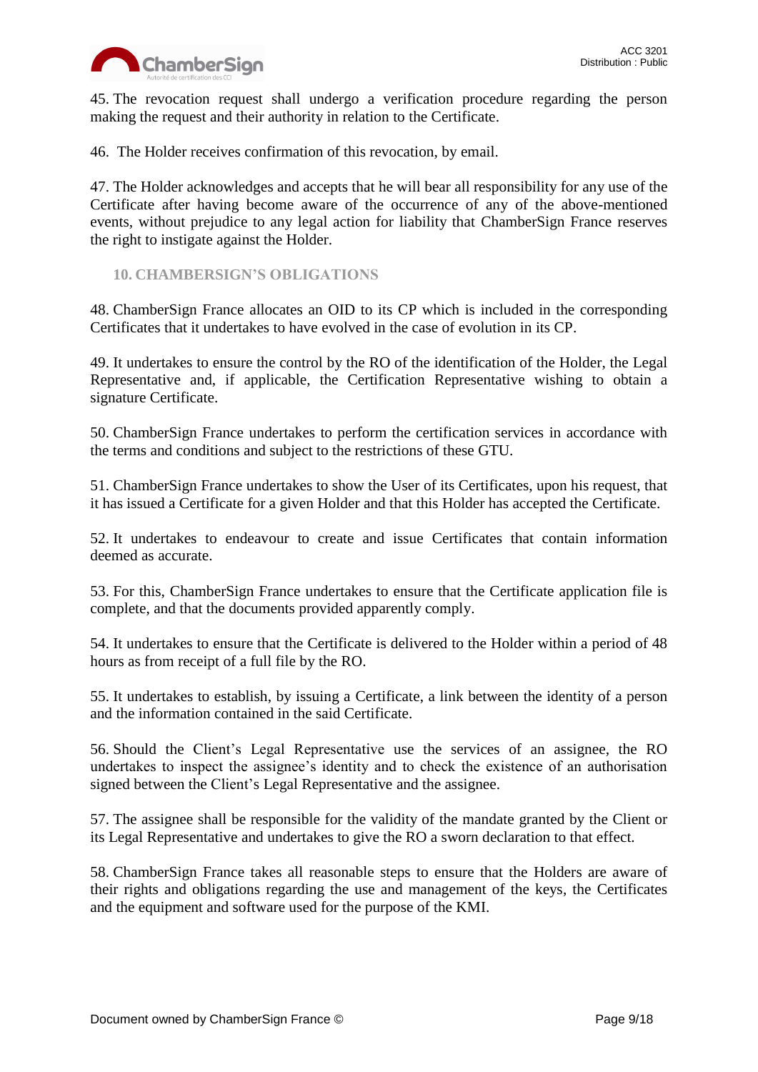45. The revocation request shall undergo a verification procedure regarding the person making the request and their authority in relation to the Certificate.

46. The Holder receives confirmation of this revocation, by email.

47. The Holder acknowledges and accepts that he will bear all responsibility for any use of the Certificate after having become aware of the occurrence of any of the above-mentioned events, without prejudice to any legal action for liability that ChamberSign France reserves the right to instigate against the Holder.

## 10. CHAMBERSIGN'S OBLIGATIONS

48. ChamberSign France allocates an OID to its CP which is included in the corresponding Certificates that it undertakes to have evolved in the case of evolution in its CP.

49. It undertakes to ensure the control by the RO of the identification of the Holder, the Legal Representative and, if applicable, the Certification Representative wishing to obtain a signature Certificate.

50. ChamberSign France undertakes to perform the certification services in accordance with the terms and conditions and subject to the restrictions of these GTU.

51. ChamberSign France undertakes to show the User of its Certificates, upon his request, that it has issued a Certificate for a given Holder and that this Holder has accepted the Certificate.

52. It undertakes to endeavour to create and issue Certificates that contain information deemed as accurate.

53. For this, ChamberSign France undertakes to ensure that the Certificate application file is complete, and that the documents provided apparently comply.

54. It undertakes to ensure that the Certificate is delivered to the Holder within a period of 48 hours as from receipt of a full file by the RO.

55. It undertakes to establish, by issuing a Certificate, a link between the identity of a person and the information contained in the said Certificate.

56. Should the Client's Legal Representative use the services of an assignee, the RO undertakes to inspect the assignee's identity and to check the existence of an authorisation signed between the Client's Legal Representative and the assignee.

57. The assignee shall be responsible for the validity of the mandate granted by the Client or its Legal Representative and undertakes to give the RO a sworn declaration to that effect.

58. ChamberSign France takes all reasonable steps to ensure that the Holders are aware of their rights and obligations regarding the use and management of the keys, the Certificates and the equipment and software used for the purpose of the KMI.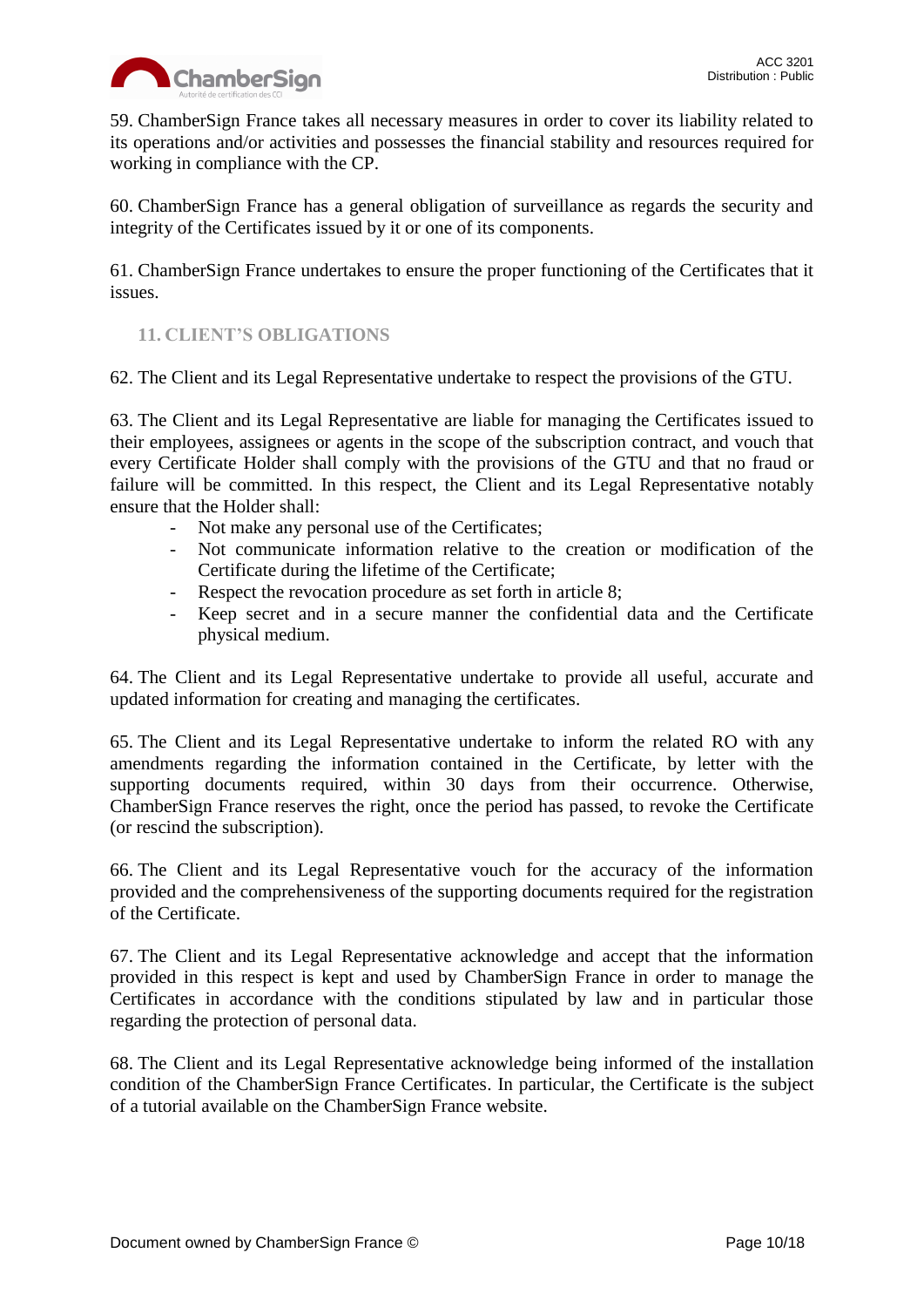59. ChamberSign France takes all necessary measures in order to cover its liability related to its operations and/or activities and possesses the financial stability and resources required for working in compliance with the CP.

60. ChamberSign France has a general obligation of surveillance as regards the security and integrity of the Certificates issued by it or one of its components.

61. ChamberSign France undertakes to ensure the proper functioning of the Certificates that it issues.

## 11. CLIENT'S OBLIGATIONS

62. The Client and its Legal Representative undertake to respect the provisions of the GTU.

63. The Client and its Legal Representative are liable for managing the Certificates issued to their employees, assignees or agents in the scope of the subscription contract, and vouch that every Certificate Holder shall comply with the provisions of the GTU and that no fraud or failure will be committed. In this respect, the Client and its Legal Representative notably ensure that the Holder shall:

- Not make any personal use of the Certificates;
- Not communicate information relative to the creation or modification of the Certificate during the lifetime of the Certificate;
- Respect the revocation procedure as set forth in article 8;
- Keep secret and in a secure manner the confidential data and the Certificate physical medium.

64. The Client and its Legal Representative undertake to provide all useful, accurate and updated information for creating and managing the certificates.

65. The Client and its Legal Representative undertake to inform the related RO with any amendments regarding the information contained in the Certificate, by letter with the supporting documents required, within 30 days from their occurrence. Otherwise, ChamberSign France reserves the right, once the period has passed, to revoke the Certificate (or rescind the subscription).

66. The Client and its Legal Representative vouch for the accuracy of the information provided and the comprehensiveness of the supporting documents required for the registration of the Certificate.

67. The Client and its Legal Representative acknowledge and accept that the information provided in this respect is kept and used by ChamberSign France in order to manage the Certificates in accordance with the conditions stipulated by law and in particular those regarding the protection of personal data.

68. The Client and its Legal Representative acknowledge being informed of the installation condition of the ChamberSign France Certificates. In particular, the Certificate is the subject of a tutorial available on the ChamberSign France website.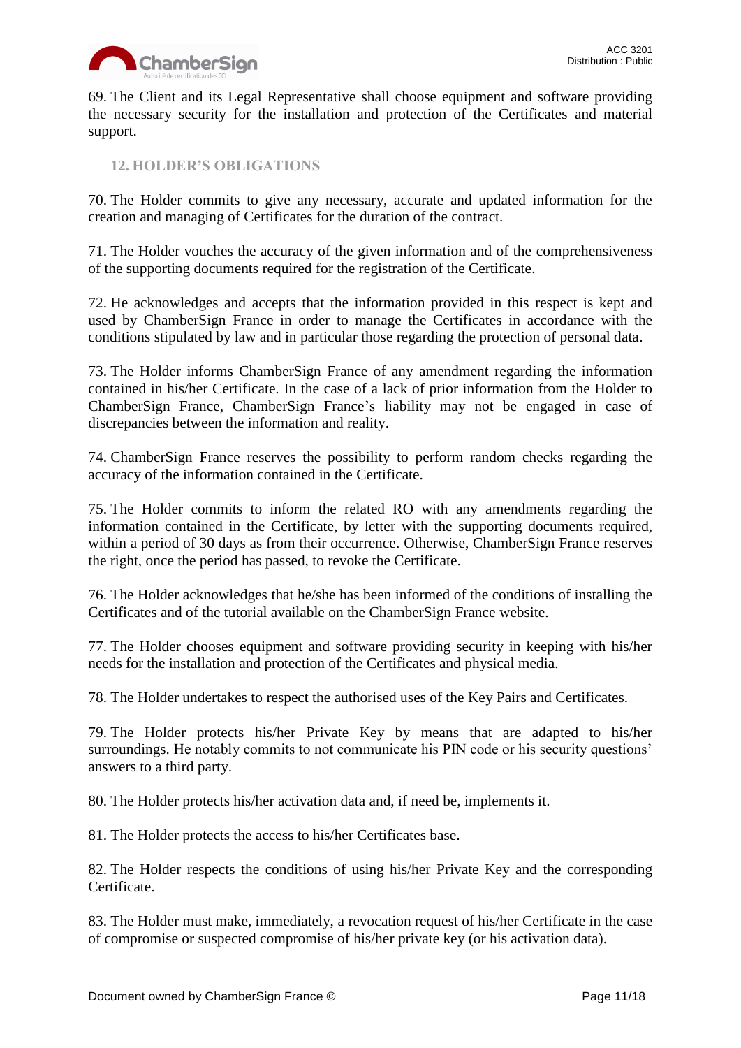69. The Client and its Legal Representative shall choose equipment and software providing the necessary security for the installation and protection of the Certificates and material support.

## 12. HOLDER'S OBLIGATIONS

70. The Holder commits to give any necessary, accurate and updated information for the creation and managing of Certificates for the duration of the contract.

71. The Holder vouches the accuracy of the given information and of the comprehensiveness of the supporting documents required for the registration of the Certificate.

72. He acknowledges and accepts that the information provided in this respect is kept and used by ChamberSign France in order to manage the Certificates in accordance with the conditions stipulated by law and in particular those regarding the protection of personal data.

73. The Holder informs ChamberSign France of any amendment regarding the information contained in his/her Certificate. In the case of a lack of prior information from the Holder to ChamberSign France, ChamberSign France's liability may not be engaged in case of discrepancies between the information and reality.

74. ChamberSign France reserves the possibility to perform random checks regarding the accuracy of the information contained in the Certificate.

75. The Holder commits to inform the related RO with any amendments regarding the information contained in the Certificate, by letter with the supporting documents required, within a period of 30 days as from their occurrence. Otherwise, ChamberSign France reserves the right, once the period has passed, to revoke the Certificate.

76. The Holder acknowledges that he/she has been informed of the conditions of installing the Certificates and of the tutorial available on the ChamberSign France website.

77. The Holder chooses equipment and software providing security in keeping with his/her needs for the installation and protection of the Certificates and physical media.

78. The Holder undertakes to respect the authorised uses of the Key Pairs and Certificates.

79. The Holder protects his/her Private Key by means that are adapted to his/her surroundings. He notably commits to not communicate his PIN code or his security questions' answers to a third party.

80. The Holder protects his/her activation data and, if need be, implements it.

81. The Holder protects the access to his/her Certificates base.

82. The Holder respects the conditions of using his/her Private Key and the corresponding Certificate.

83. The Holder must make, immediately, a revocation request of his/her Certificate in the case of compromise or suspected compromise of his/her private key (or his activation data).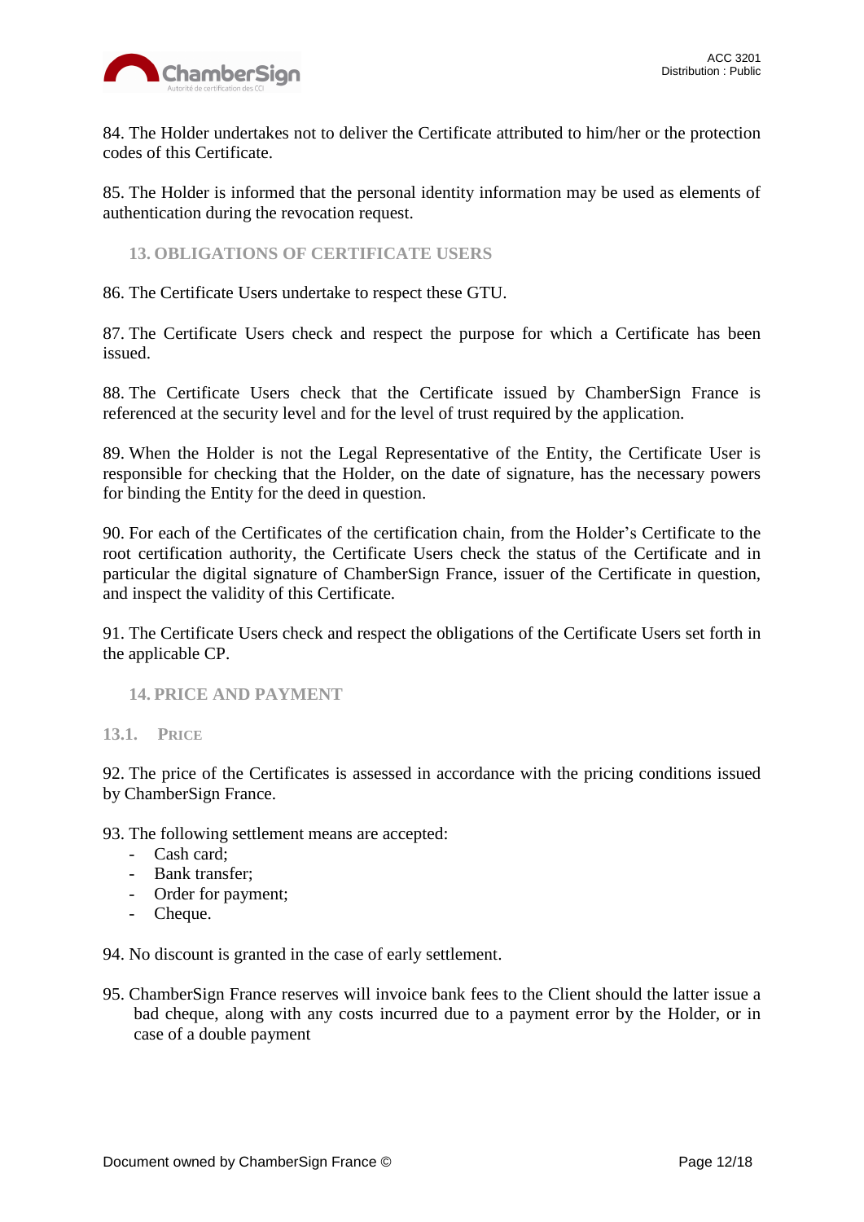84. The Holder undertakes not to deliver the Certificate attributed to him/her or the protection codes of this Certificate.

85. The Holder is informed that the personal identity information may be used as elements of authentication during the revocation request.

## 13. OBLIGATIONS OF CERTIFICATE USERS

86. The Certificate Users undertake to respect these GTU.

87. The Certificate Users check and respect the purpose for which a Certificate has been issued.

88. The Certificate Users check that the Certificate issued by ChamberSign France is referenced at the security level and for the level of trust required by the application.

89. When the Holder is not the Legal Representative of the Entity, the Certificate User is responsible for checking that the Holder, on the date of signature, has the necessary powers for binding the Entity for the deed in question.

90. For each of the Certificates of the certification chain, from the Holder's Certificate to the root certification authority, the Certificate Users check the status of the Certificate and in particular the digital signature of ChamberSign France, issuer of the Certificate in question, and inspect the validity of this Certificate.

91. The Certificate Users check and respect the obligations of the Certificate Users set forth in the applicable CP.

## 14. PRICE AND PAYMENT

### 13.1. Price

92. The price of the Certificates is assessed in accordance with the pricing conditions issued by ChamberSign France.

93. The following settlement means are accepted:
- Cash card;
- Bank transfer;
- Order for payment;
- Cheque.

94. No discount is granted in the case of early settlement.

95. ChamberSign France reserves will invoice bank fees to the Client should the latter issue a bad cheque, along with any costs incurred due to a payment error by the Holder, or in case of a double payment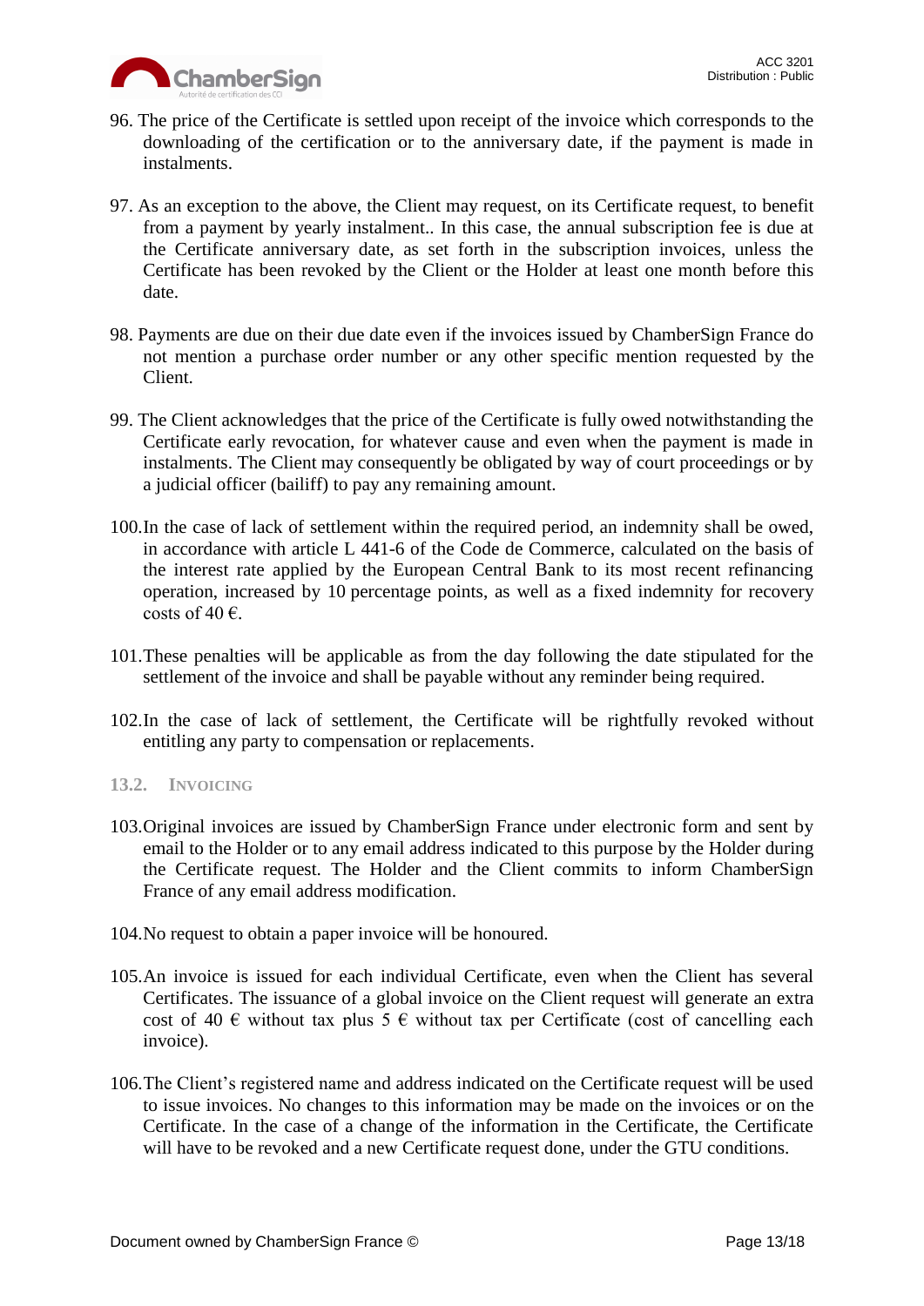96. The price of the Certificate is settled upon receipt of the invoice which corresponds to the downloading of the certification or to the anniversary date, if the payment is made in instalments.

97. As an exception to the above, the Client may request, on its Certificate request, to benefit from a payment by yearly instalment.. In this case, the annual subscription fee is due at the Certificate anniversary date, as set forth in the subscription invoices, unless the Certificate has been revoked by the Client or the Holder at least one month before this date.

98. Payments are due on their due date even if the invoices issued by ChamberSign France do not mention a purchase order number or any other specific mention requested by the Client.

99. The Client acknowledges that the price of the Certificate is fully owed notwithstanding the Certificate early revocation, for whatever cause and even when the payment is made in instalments. The Client may consequently be obligated by way of court proceedings or by a judicial officer (bailiff) to pay any remaining amount.

100. In the case of lack of settlement within the required period, an indemnity shall be owed, in accordance with article L 441-6 of the Code de Commerce, calculated on the basis of the interest rate applied by the European Central Bank to its most recent refinancing operation, increased by 10 percentage points, as well as a fixed indemnity for recovery costs of 40 €.

101. These penalties will be applicable as from the day following the date stipulated for the settlement of the invoice and shall be payable without any reminder being required.

102. In the case of lack of settlement, the Certificate will be rightfully revoked without entitling any party to compensation or replacements.

### 13.2. Invoicing

103. Original invoices are issued by ChamberSign France under electronic form and sent by email to the Holder or to any email address indicated to this purpose by the Holder during the Certificate request. The Holder and the Client commits to inform ChamberSign France of any email address modification.

104. No request to obtain a paper invoice will be honoured.

105. An invoice is issued for each individual Certificate, even when the Client has several Certificates. The issuance of a global invoice on the Client request will generate an extra cost of 40 € without tax plus 5 € without tax per Certificate (cost of cancelling each invoice).

106. The Client's registered name and address indicated on the Certificate request will be used to issue invoices. No changes to this information may be made on the invoices or on the Certificate. In the case of a change of the information in the Certificate, the Certificate will have to be revoked and a new Certificate request done, under the GTU conditions.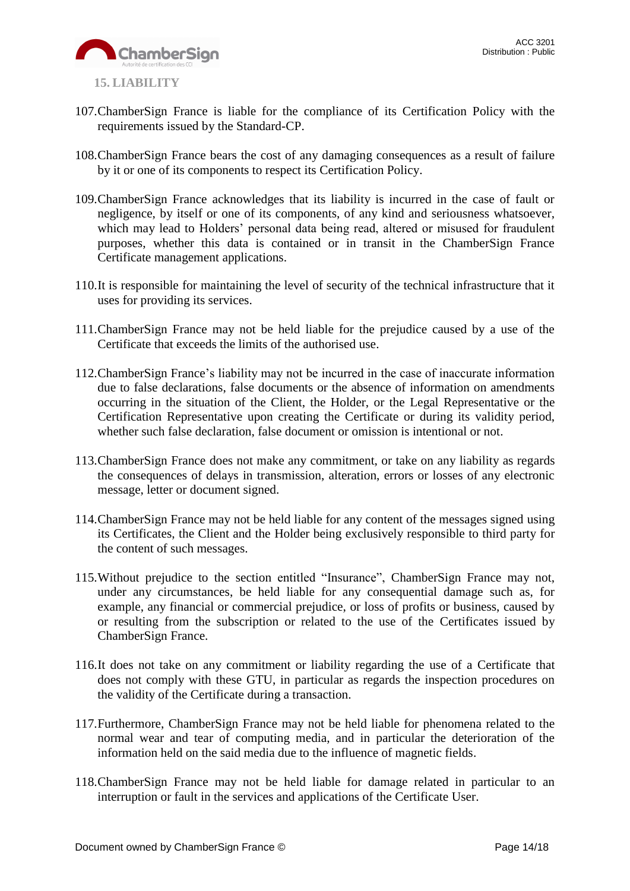## 15. LIABILITY

107. ChamberSign France is liable for the compliance of its Certification Policy with the requirements issued by the Standard-CP.

108. ChamberSign France bears the cost of any damaging consequences as a result of failure by it or one of its components to respect its Certification Policy.

109. ChamberSign France acknowledges that its liability is incurred in the case of fault or negligence, by itself or one of its components, of any kind and seriousness whatsoever, which may lead to Holders' personal data being read, altered or misused for fraudulent purposes, whether this data is contained or in transit in the ChamberSign France Certificate management applications.

110. It is responsible for maintaining the level of security of the technical infrastructure that it uses for providing its services.

111. ChamberSign France may not be held liable for the prejudice caused by a use of the Certificate that exceeds the limits of the authorised use.

112. ChamberSign France's liability may not be incurred in the case of inaccurate information due to false declarations, false documents or the absence of information on amendments occurring in the situation of the Client, the Holder, or the Legal Representative or the Certification Representative upon creating the Certificate or during its validity period, whether such false declaration, false document or omission is intentional or not.

113. ChamberSign France does not make any commitment, or take on any liability as regards the consequences of delays in transmission, alteration, errors or losses of any electronic message, letter or document signed.

114. ChamberSign France may not be held liable for any content of the messages signed using its Certificates, the Client and the Holder being exclusively responsible to third party for the content of such messages.

115. Without prejudice to the section entitled "Insurance", ChamberSign France may not, under any circumstances, be held liable for any consequential damage such as, for example, any financial or commercial prejudice, or loss of profits or business, caused by or resulting from the subscription or related to the use of the Certificates issued by ChamberSign France.

116. It does not take on any commitment or liability regarding the use of a Certificate that does not comply with these GTU, in particular as regards the inspection procedures on the validity of the Certificate during a transaction.

117. Furthermore, ChamberSign France may not be held liable for phenomena related to the normal wear and tear of computing media, and in particular the deterioration of the information held on the said media due to the influence of magnetic fields.

118. ChamberSign France may not be held liable for damage related in particular to an interruption or fault in the services and applications of the Certificate User.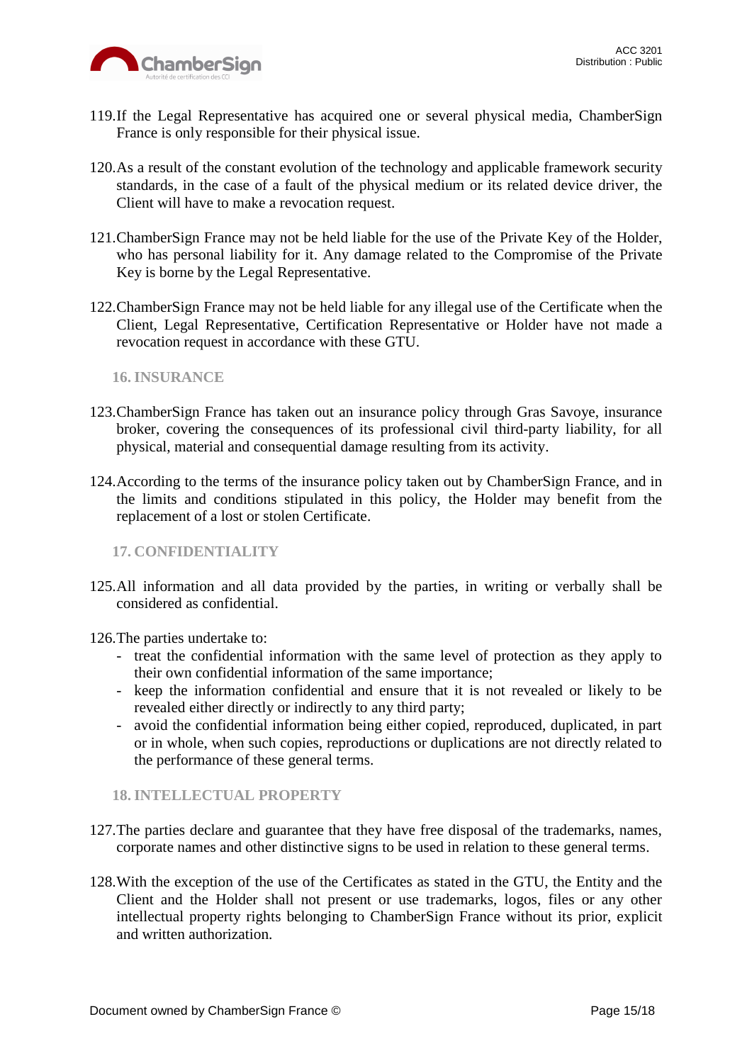119.If the Legal Representative has acquired one or several physical media, ChamberSign France is only responsible for their physical issue.

120.As a result of the constant evolution of the technology and applicable framework security standards, in the case of a fault of the physical medium or its related device driver, the Client will have to make a revocation request.

121.ChamberSign France may not be held liable for the use of the Private Key of the Holder, who has personal liability for it. Any damage related to the Compromise of the Private Key is borne by the Legal Representative.

122.ChamberSign France may not be held liable for any illegal use of the Certificate when the Client, Legal Representative, Certification Representative or Holder have not made a revocation request in accordance with these GTU.

## 16. INSURANCE

123.ChamberSign France has taken out an insurance policy through Gras Savoye, insurance broker, covering the consequences of its professional civil third-party liability, for all physical, material and consequential damage resulting from its activity.

124.According to the terms of the insurance policy taken out by ChamberSign France, and in the limits and conditions stipulated in this policy, the Holder may benefit from the replacement of a lost or stolen Certificate.

## 17. CONFIDENTIALITY

125.All information and all data provided by the parties, in writing or verbally shall be considered as confidential.

126.The parties undertake to:

- treat the confidential information with the same level of protection as they apply to their own confidential information of the same importance;
- keep the information confidential and ensure that it is not revealed or likely to be revealed either directly or indirectly to any third party;
- avoid the confidential information being either copied, reproduced, duplicated, in part or in whole, when such copies, reproductions or duplications are not directly related to the performance of these general terms.

## 18. INTELLECTUAL PROPERTY

127.The parties declare and guarantee that they have free disposal of the trademarks, names, corporate names and other distinctive signs to be used in relation to these general terms.

128.With the exception of the use of the Certificates as stated in the GTU, the Entity and the Client and the Holder shall not present or use trademarks, logos, files or any other intellectual property rights belonging to ChamberSign France without its prior, explicit and written authorization.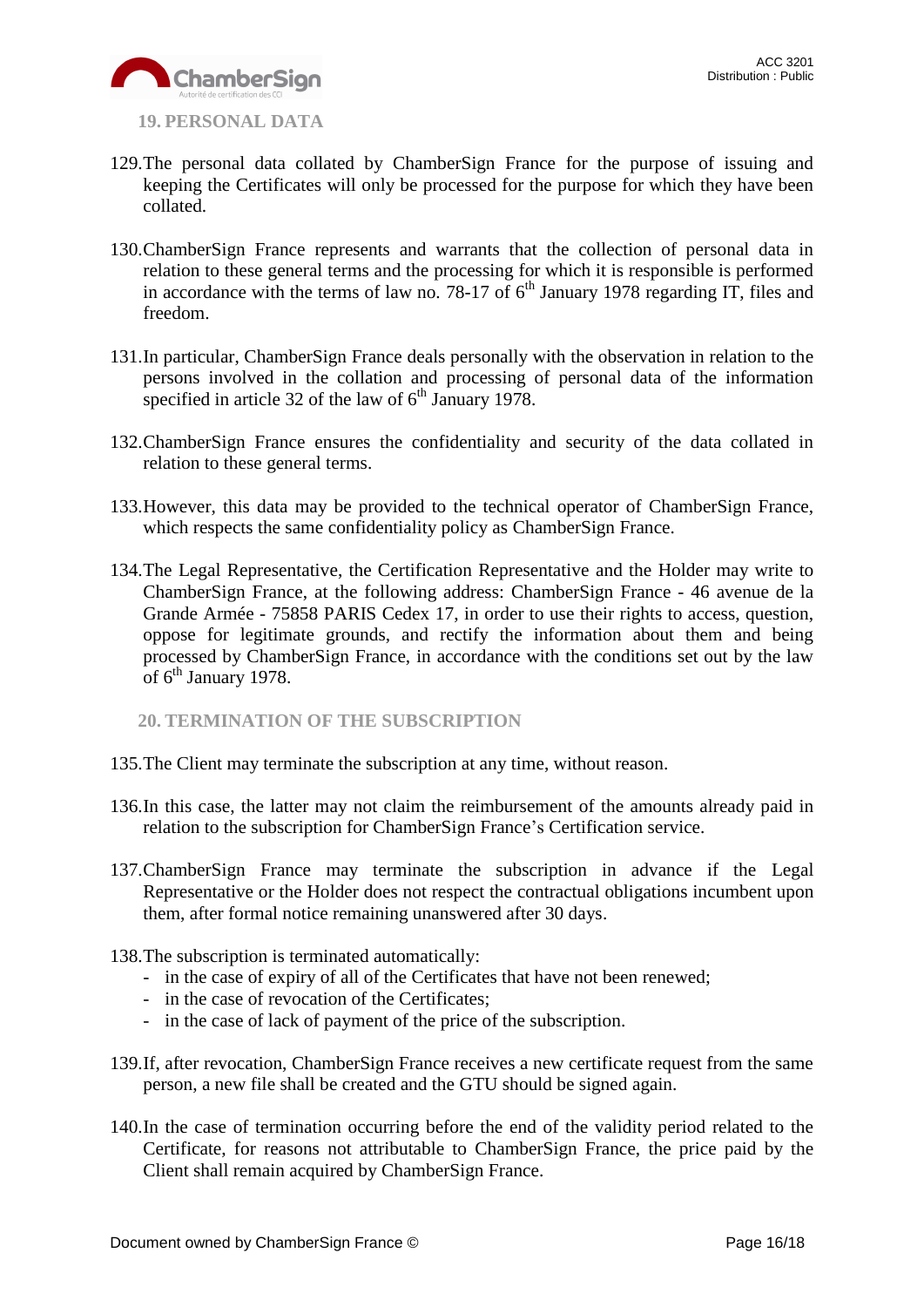## 19. PERSONAL DATA

129. The personal data collated by ChamberSign France for the purpose of issuing and keeping the Certificates will only be processed for the purpose for which they have been collated.

130. ChamberSign France represents and warrants that the collection of personal data in relation to these general terms and the processing for which it is responsible is performed in accordance with the terms of law no. 78-17 of 6th January 1978 regarding IT, files and freedom.

131. In particular, ChamberSign France deals personally with the observation in relation to the persons involved in the collation and processing of personal data of the information specified in article 32 of the law of 6th January 1978.

132. ChamberSign France ensures the confidentiality and security of the data collated in relation to these general terms.

133. However, this data may be provided to the technical operator of ChamberSign France, which respects the same confidentiality policy as ChamberSign France.

134. The Legal Representative, the Certification Representative and the Holder may write to ChamberSign France, at the following address: ChamberSign France - 46 avenue de la Grande Armée - 75858 PARIS Cedex 17, in order to use their rights to access, question, oppose for legitimate grounds, and rectify the information about them and being processed by ChamberSign France, in accordance with the conditions set out by the law of 6th January 1978.

## 20. TERMINATION OF THE SUBSCRIPTION

135. The Client may terminate the subscription at any time, without reason.

136. In this case, the latter may not claim the reimbursement of the amounts already paid in relation to the subscription for ChamberSign France's Certification service.

137. ChamberSign France may terminate the subscription in advance if the Legal Representative or the Holder does not respect the contractual obligations incumbent upon them, after formal notice remaining unanswered after 30 days.

138. The subscription is terminated automatically:
   - in the case of expiry of all of the Certificates that have not been renewed;
   - in the case of revocation of the Certificates;
   - in the case of lack of payment of the price of the subscription.

139. If, after revocation, ChamberSign France receives a new certificate request from the same person, a new file shall be created and the GTU should be signed again.

140. In the case of termination occurring before the end of the validity period related to the Certificate, for reasons not attributable to ChamberSign France, the price paid by the Client shall remain acquired by ChamberSign France.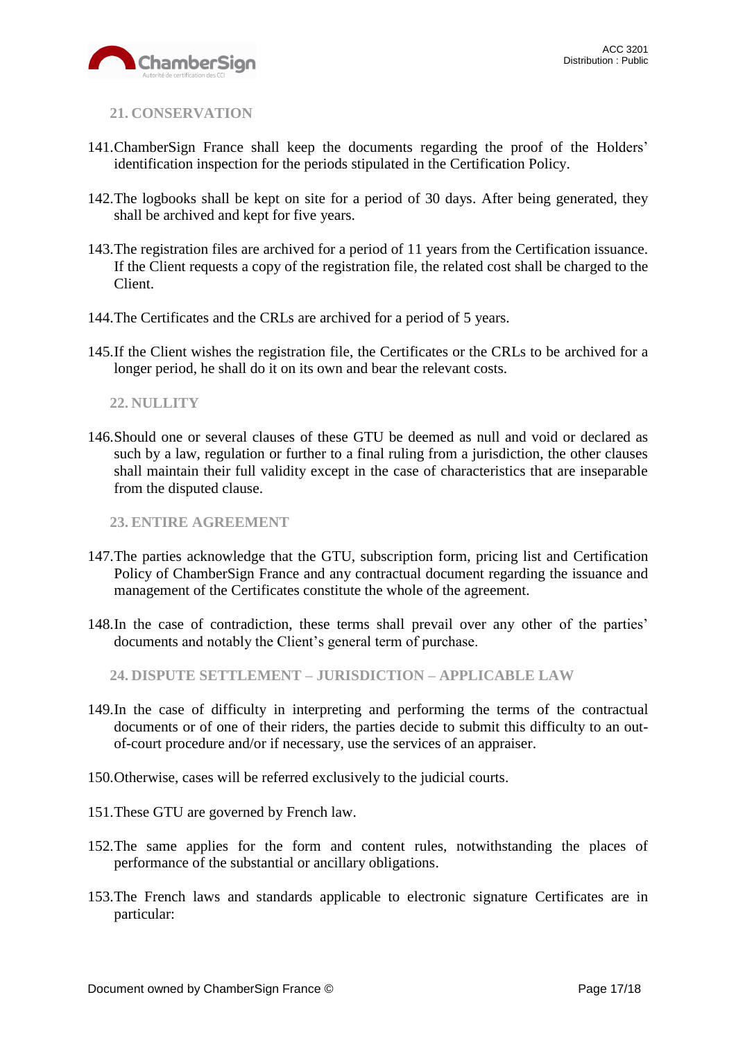## 21. CONSERVATION

141. ChamberSign France shall keep the documents regarding the proof of the Holders' identification inspection for the periods stipulated in the Certification Policy.

142. The logbooks shall be kept on site for a period of 30 days. After being generated, they shall be archived and kept for five years.

143. The registration files are archived for a period of 11 years from the Certification issuance. If the Client requests a copy of the registration file, the related cost shall be charged to the Client.

144. The Certificates and the CRLs are archived for a period of 5 years.

145. If the Client wishes the registration file, the Certificates or the CRLs to be archived for a longer period, he shall do it on its own and bear the relevant costs.

## 22. NULLITY

146. Should one or several clauses of these GTU be deemed as null and void or declared as such by a law, regulation or further to a final ruling from a jurisdiction, the other clauses shall maintain their full validity except in the case of characteristics that are inseparable from the disputed clause.

## 23. ENTIRE AGREEMENT

147. The parties acknowledge that the GTU, subscription form, pricing list and Certification Policy of ChamberSign France and any contractual document regarding the issuance and management of the Certificates constitute the whole of the agreement.

148. In the case of contradiction, these terms shall prevail over any other of the parties' documents and notably the Client's general term of purchase.

## 24. DISPUTE SETTLEMENT – JURISDICTION – APPLICABLE LAW

149. In the case of difficulty in interpreting and performing the terms of the contractual documents or of one of their riders, the parties decide to submit this difficulty to an out-of-court procedure and/or if necessary, use the services of an appraiser.

150. Otherwise, cases will be referred exclusively to the judicial courts.

151. These GTU are governed by French law.

152. The same applies for the form and content rules, notwithstanding the places of performance of the substantial or ancillary obligations.

153. The French laws and standards applicable to electronic signature Certificates are in particular: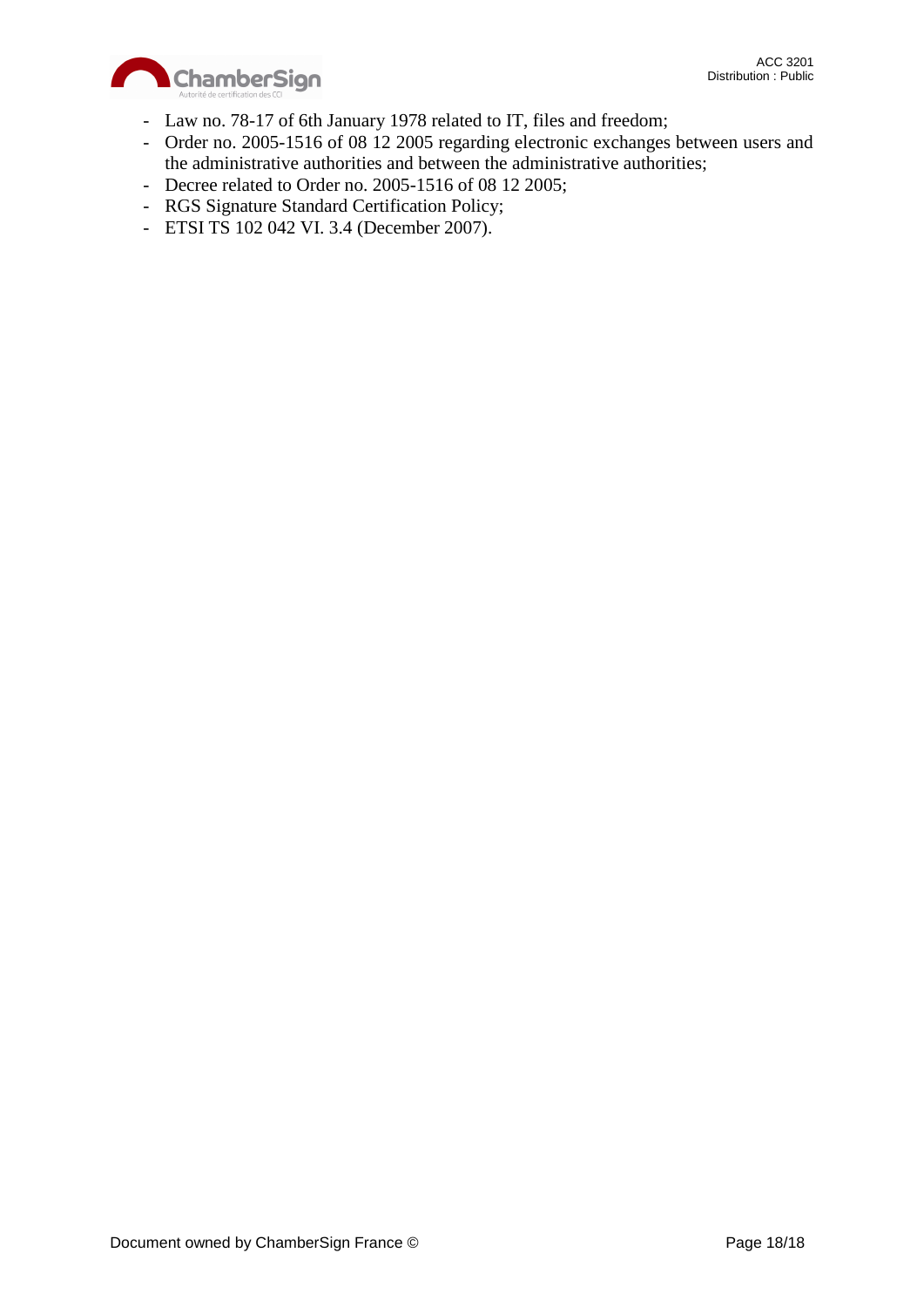- Law no. 78-17 of 6th January 1978 related to IT, files and freedom;
- Order no. 2005-1516 of 08 12 2005 regarding electronic exchanges between users and the administrative authorities and between the administrative authorities;
- Decree related to Order no. 2005-1516 of 08 12 2005;
- RGS Signature Standard Certification Policy;
- ETSI TS 102 042 VI. 3.4 (December 2007).